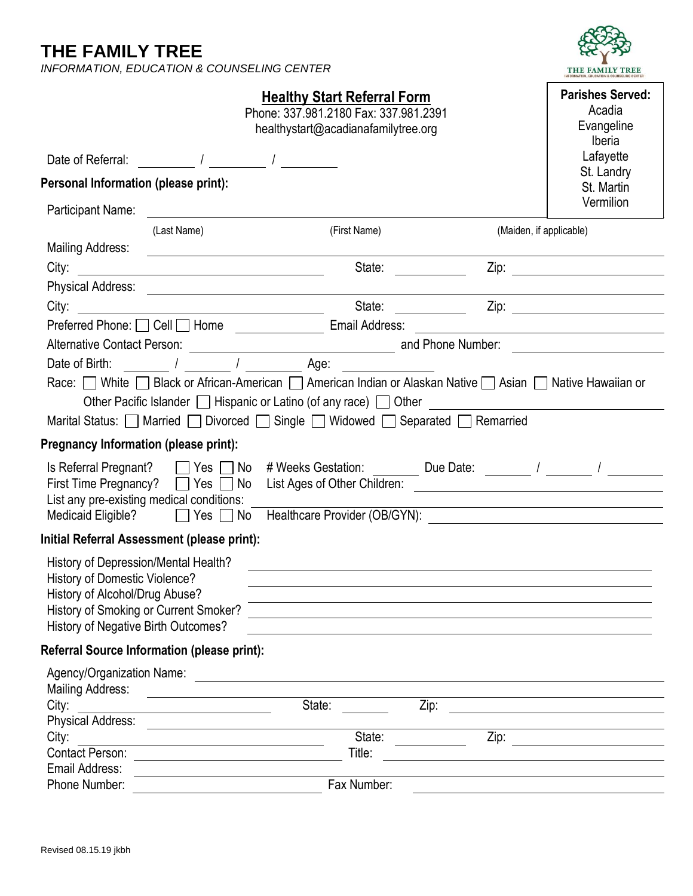# THE FAMILY TREE

*INFORMATION, EDUCATION & COUNSELING CENTER*

## Healthy Start Referral Form

Phone: 337.981.2180 Fax: 337.981.2391
healthystart@acadianafamilytree.org

**Parishes Served:**
Acadia
Evangeline
Iberia
Lafayette
St. Landry
St. Martin
Vermilion

Date of Referral: ______ / ______ / ______

**Personal Information (please print):**

Participant Name: ____________________________________________
(Last Name) (First Name) (Maiden, if applicable)

Mailing Address: ____________________________________________

City: ______________ State: ______ Zip: ______________

Physical Address: ____________________________________________

City: ______________ State: ______ Zip: ______________

Preferred Phone: ☐ Cell ☐ Home ____________ Email Address: ______________

Alternative Contact Person: ______________ and Phone Number: ______________

Date of Birth: _____ / _____ / _____ Age: ________

Race: ☐ White ☐ Black or African-American ☐ American Indian or Alaskan Native ☐ Asian ☐ Native Hawaiian or Other Pacific Islander ☐ Hispanic or Latino (of any race) ☐ Other ______________

Marital Status: ☐ Married ☐ Divorced ☐ Single ☐ Widowed ☐ Separated ☐ Remarried

**Pregnancy Information (please print):**

Is Referral Pregnant? ☐ Yes ☐ No # Weeks Gestation: ______ Due Date: _____ / _____ / _____

First Time Pregnancy? ☐ Yes ☐ No List Ages of Other Children: ______________

List any pre-existing medical conditions: ______________

Medicaid Eligible? ☐ Yes ☐ No Healthcare Provider (OB/GYN): ______________

**Initial Referral Assessment (please print):**

History of Depression/Mental Health? ______________

History of Domestic Violence? ______________

History of Alcohol/Drug Abuse? ______________

History of Smoking or Current Smoker? ______________

History of Negative Birth Outcomes? ______________

**Referral Source Information (please print):**

Agency/Organization Name: ______________

Mailing Address: ______________

City: ______________ State: ______ Zip: ______________

Physical Address: ______________

City: ______________ State: ______ Zip: ______________

Contact Person: ______________ Title: ______________

Email Address: ______________

Phone Number: ______________ Fax Number: ______________

Revised 08.15.19 jkbh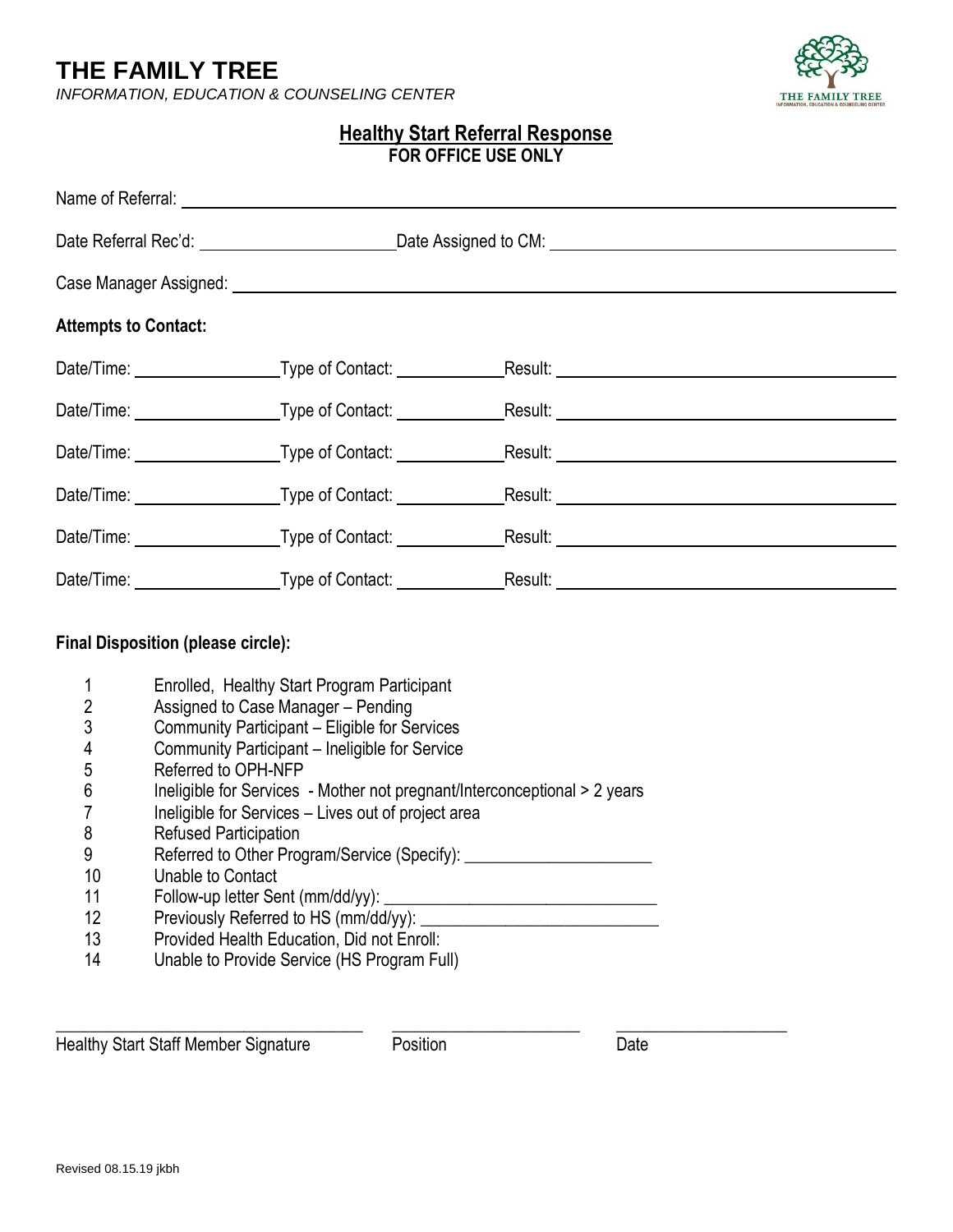# THE FAMILY TREE

*INFORMATION, EDUCATION & COUNSELING CENTER*

## Healthy Start Referral Response

**FOR OFFICE USE ONLY**

Name of Referral: ______________________________________________

Date Referral Rec'd: ______________________ Date Assigned to CM: ______________________

Case Manager Assigned: ______________________________________________

**Attempts to Contact:**

Date/Time: ________________ Type of Contact: ____________ Result: ______________________

Date/Time: ________________ Type of Contact: ____________ Result: ______________________

Date/Time: ________________ Type of Contact: ____________ Result: ______________________

Date/Time: ________________ Type of Contact: ____________ Result: ______________________

Date/Time: ________________ Type of Contact: ____________ Result: ______________________

Date/Time: ________________ Type of Contact: ____________ Result: ______________________

**Final Disposition (please circle):**

1. Enrolled, Healthy Start Program Participant
2. Assigned to Case Manager – Pending
3. Community Participant – Eligible for Services
4. Community Participant – Ineligible for Service
5. Referred to OPH-NFP
6. Ineligible for Services - Mother not pregnant/Interconceptional > 2 years
7. Ineligible for Services – Lives out of project area
8. Refused Participation
9. Referred to Other Program/Service (Specify): _____________________
10. Unable to Contact
11. Follow-up letter Sent (mm/dd/yy): _____________________
12. Previously Referred to HS (mm/dd/yy): _____________________
13. Provided Health Education, Did not Enroll:
14. Unable to Provide Service (HS Program Full)

_________________________________ _____________________ ___________________

Healthy Start Staff Member Signature Position Date

Revised 08.15.19 jkbh